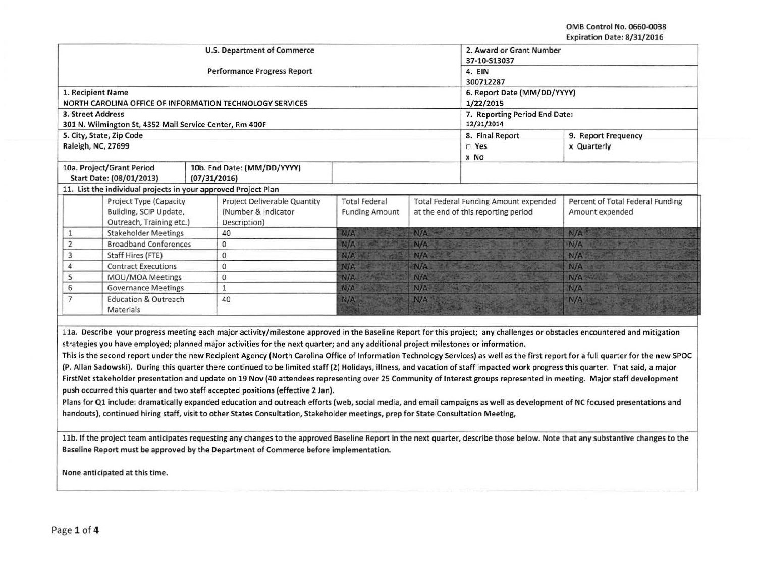OMB Control No. 0660-0038
Expiration Date: 8/31/2016

| U.S. Department of Commerce | | 2. Award or Grant Number<br>37-10-S13037 | |
|---|---|---|---|
| Performance Progress Report | | 4. EIN<br>300712287 | |
| 1. Recipient Name<br>NORTH CAROLINA OFFICE OF INFORMATION TECHNOLOGY SERVICES | | 6. Report Date (MM/DD/YYYY)<br>1/22/2015 | |
| 3. Street Address<br>301 N. Wilmington St, 4352 Mail Service Center, Rm 400F | | 7. Reporting Period End Date:<br>12/31/2014 | |
| 5. City, State, Zip Code<br>Raleigh, NC, 27699 | | 8. Final Report<br>□ Yes<br>x No | 9. Report Frequency<br>x Quarterly |
| 10a. Project/Grant Period<br>Start Date: (08/01/2013) | 10b. End Date: (MM/DD/YYYY)<br>(07/31/2016) | | |

11. List the individual projects in your approved Project Plan

| | Project Type (Capacity Building, SCIP Update, Outreach, Training etc.) | Project Deliverable Quantity (Number & Indicator Description) | Total Federal Funding Amount | Total Federal Funding Amount expended at the end of this reporting period | Percent of Total Federal Funding Amount expended |
|---|---|---|---|---|---|
| 1 | Stakeholder Meetings | 40 | N/A | N/A | N/A |
| 2 | Broadband Conferences | 0 | N/A | N/A | N/A |
| 3 | Staff Hires (FTE) | 0 | N/A | N/A | N/A |
| 4 | Contract Executions | 0 | N/A | N/A | N/A |
| 5 | MOU/MOA Meetings | 0 | N/A | N/A | N/A |
| 6 | Governance Meetings | 1 | N/A | N/A | N/A |
| 7 | Education & Outreach Materials | 40 | N/A | N/A | N/A |

**11a. Describe your progress meeting each major activity/milestone approved in the Baseline Report for this project; any challenges or obstacles encountered and mitigation strategies you have employed; planned major activities for the next quarter; and any additional project milestones or information.**

This is the second report under the new Recipient Agency (North Carolina Office of Information Technology Services) as well as the first report for a full quarter for the new SPOC (P. Allan Sadowski). During this quarter there continued to be limited staff (2) Holidays, illness, and vacation of staff impacted work progress this quarter. That said, a major FirstNet stakeholder presentation and update on 19 Nov (40 attendees representing over 25 Community of Interest groups represented in meeting. Major staff development push occurred this quarter and two staff accepted positions (effective 2 Jan).

Plans for Q1 include: dramatically expanded education and outreach efforts (web, social media, and email campaigns as well as development of NC focused presentations and handouts), continued hiring staff, visit to other States Consultation, Stakeholder meetings, prep for State Consultation Meeting,

**11b. If the project team anticipates requesting any changes to the approved Baseline Report in the next quarter, describe those below. Note that any substantive changes to the Baseline Report must be approved by the Department of Commerce before implementation.**

None anticipated at this time.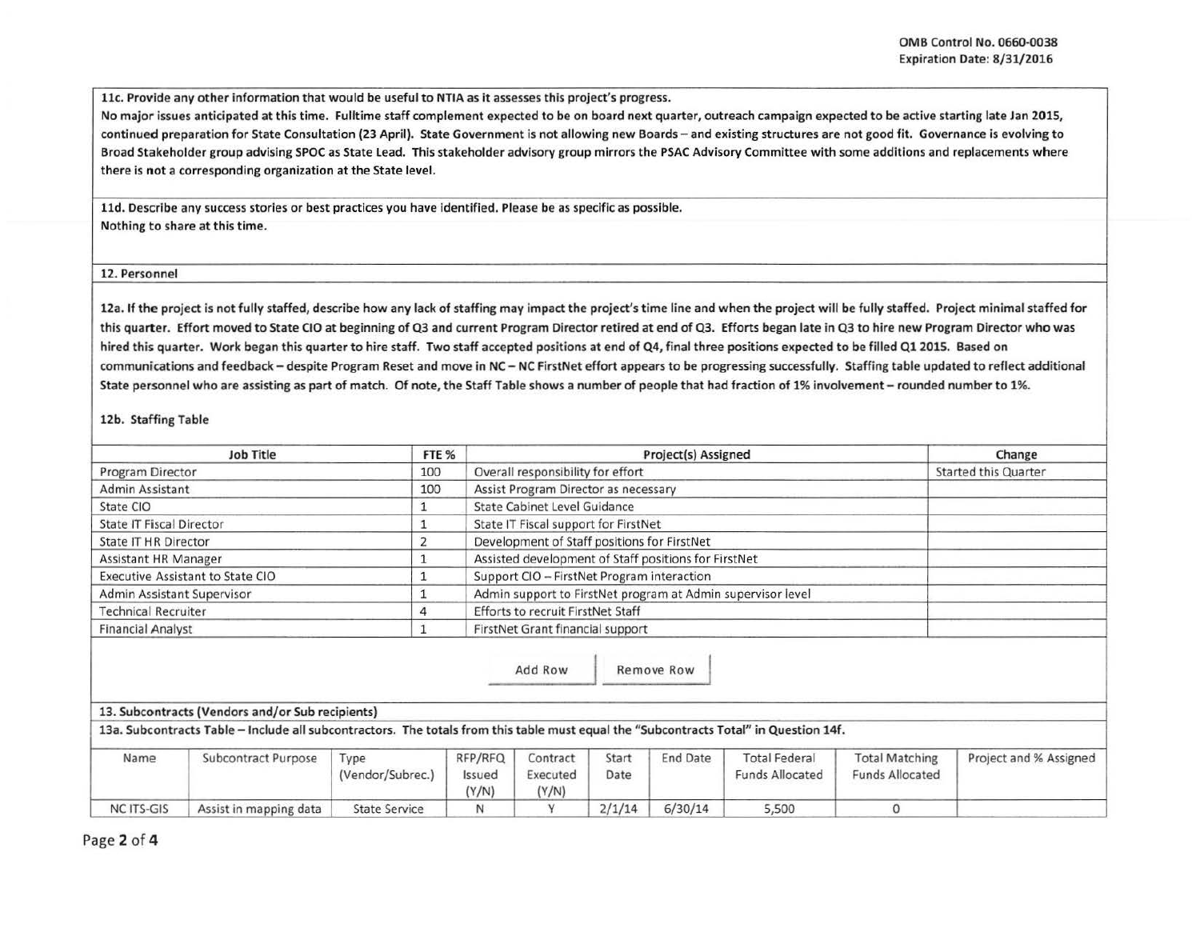**11c. Provide any other information that would be useful to NTIA as it assesses this project's progress.**

No major issues anticipated at this time. Fulltime staff complement expected to be on board next quarter, outreach campaign expected to be active starting late Jan 2015, continued preparation for State Consultation (23 April). State Government is not allowing new Boards – and existing structures are not good fit. Governance is evolving to Broad Stakeholder group advising SPOC as State Lead. This stakeholder advisory group mirrors the PSAC Advisory Committee with some additions and replacements where there is not a corresponding organization at the State level.

**11d. Describe any success stories or best practices you have identified. Please be as specific as possible.**

Nothing to share at this time.

## 12. Personnel

**12a. If the project is not fully staffed, describe how any lack of staffing may impact the project's time line and when the project will be fully staffed.** Project minimal staffed for this quarter. Effort moved to State CIO at beginning of Q3 and current Program Director retired at end of Q3. Efforts began late in Q3 to hire new Program Director who was hired this quarter. Work began this quarter to hire staff. Two staff accepted positions at end of Q4, final three positions expected to be filled Q1 2015. Based on communications and feedback – despite Program Reset and move in NC – NC FirstNet effort appears to be progressing successfully. Staffing table updated to reflect additional State personnel who are assisting as part of match. Of note, the Staff Table shows a number of people that had fraction of 1% involvement – rounded number to 1%.

**12b. Staffing Table**

| Job Title | FTE % | Project(s) Assigned | Change |
|---|---|---|---|
| Program Director | 100 | Overall responsibility for effort | Started this Quarter |
| Admin Assistant | 100 | Assist Program Director as necessary | |
| State CIO | 1 | State Cabinet Level Guidance | |
| State IT Fiscal Director | 1 | State IT Fiscal support for FirstNet | |
| State IT HR Director | 2 | Development of Staff positions for FirstNet | |
| Assistant HR Manager | 1 | Assisted development of Staff positions for FirstNet | |
| Executive Assistant to State CIO | 1 | Support CIO – FirstNet Program interaction | |
| Admin Assistant Supervisor | 1 | Admin support to FirstNet program at Admin supervisor level | |
| Technical Recruiter | 4 | Efforts to recruit FirstNet Staff | |
| Financial Analyst | 1 | FirstNet Grant financial support | |

## 13. Subcontracts (Vendors and/or Sub recipients)

**13a. Subcontracts Table – Include all subcontractors. The totals from this table must equal the "Subcontracts Total" in Question 14f.**

| Name | Subcontract Purpose | Type (Vendor/Subrec.) | RFP/RFQ Issued (Y/N) | Contract Executed (Y/N) | Start Date | End Date | Total Federal Funds Allocated | Total Matching Funds Allocated | Project and % Assigned |
|---|---|---|---|---|---|---|---|---|---|
| NC ITS-GIS | Assist in mapping data | State Service | N | Y | 2/1/14 | 6/30/14 | 5,500 | 0 | |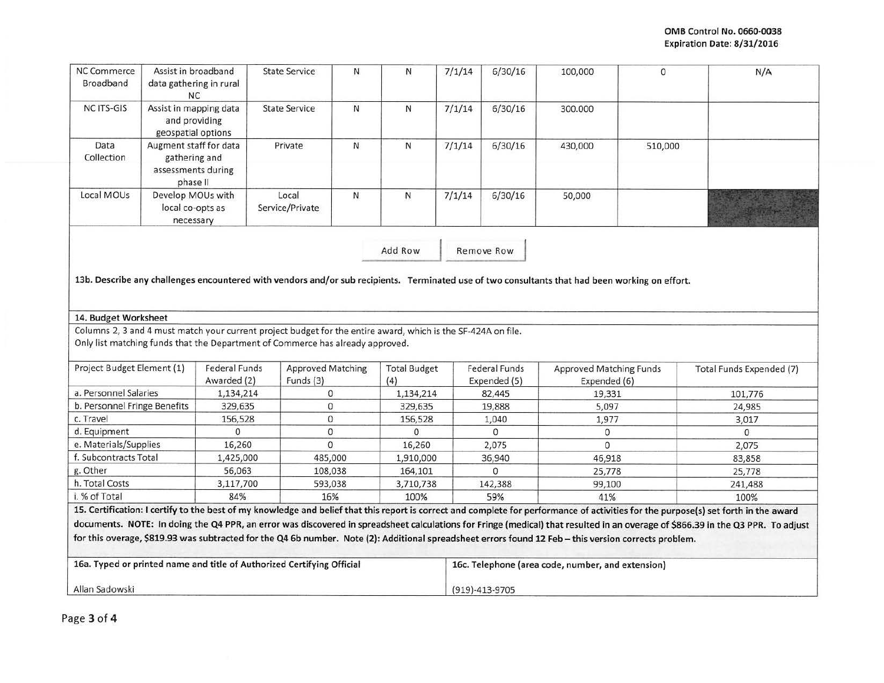| NC Commerce Broadband | Assist in broadband data gathering in rural NC | State Service | N | N | 7/1/14 | 6/30/16 | 100,000 | 0 | N/A |
|---|---|---|---|---|---|---|---|---|---|
| NC ITS-GIS | Assist in mapping data and providing geospatial options | State Service | N | N | 7/1/14 | 6/30/16 | 300.000 | | |
| Data Collection | Augment staff for data gathering and assessments during phase II | Private | N | N | 7/1/14 | 6/30/16 | 430,000 | 510,000 | |
| Local MOUs | Develop MOUs with local co-opts as necessary | Local Service/Private | N | N | 7/1/14 | 6/30/16 | 50,000 | | |

Add Row | Remove Row

**13b. Describe any challenges encountered with vendors and/or sub recipients.** Terminated use of two consultants that had been working on effort.

**14. Budget Worksheet**

Columns 2, 3 and 4 must match your current project budget for the entire award, which is the SF-424A on file.
Only list matching funds that the Department of Commerce has already approved.

| Project Budget Element (1) | Federal Funds Awarded (2) | Approved Matching Funds (3) | Total Budget (4) | Federal Funds Expended (5) | Approved Matching Funds Expended (6) | Total Funds Expended (7) |
|---|---|---|---|---|---|---|
| a. Personnel Salaries | 1,134,214 | 0 | 1,134,214 | 82,445 | 19,331 | 101,776 |
| b. Personnel Fringe Benefits | 329,635 | 0 | 329,635 | 19,888 | 5,097 | 24,985 |
| c. Travel | 156,528 | 0 | 156,528 | 1,040 | 1,977 | 3,017 |
| d. Equipment | 0 | 0 | 0 | 0 | 0 | 0 |
| e. Materials/Supplies | 16,260 | 0 | 16,260 | 2,075 | 0 | 2,075 |
| f. Subcontracts Total | 1,425,000 | 485,000 | 1,910,000 | 36,940 | 46,918 | 83,858 |
| g. Other | 56,063 | 108,038 | 164,101 | 0 | 25,778 | 25,778 |
| h. Total Costs | 3,117,700 | 593,038 | 3,710,738 | 142,388 | 99,100 | 241,488 |
| i. % of Total | 84% | 16% | 100% | 59% | 41% | 100% |

**15. Certification: I certify to the best of my knowledge and belief that this report is correct and complete for performance of activities for the purpose(s) set forth in the award documents. NOTE: In doing the Q4 PPR, an error was discovered in spreadsheet calculations for Fringe (medical) that resulted in an overage of $866.39 in the Q3 PPR. To adjust for this overage, $819.93 was subtracted for the Q4 6b number. Note (2): Additional spreadsheet errors found 12 Feb – this version corrects problem.**

| 16a. Typed or printed name and title of Authorized Certifying Official | 16c. Telephone (area code, number, and extension) |
|---|---|
| Allan Sadowski | (919)-413-9705 |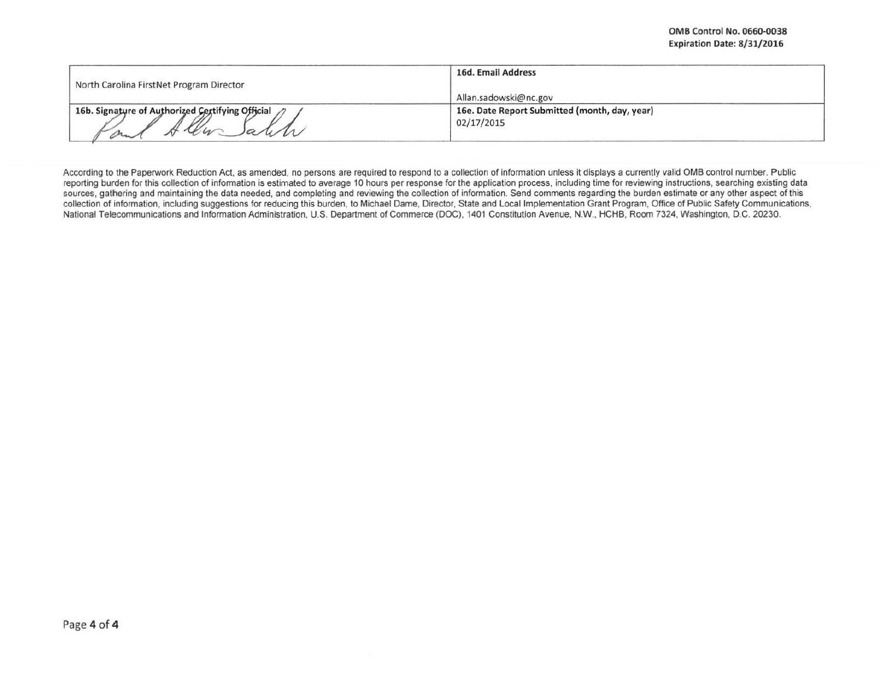OMB Control No. 0660-0038
Expiration Date: 8/31/2016

| | |
|---|---|
| North Carolina FirstNet Program Director | **16d. Email Address**<br>Allan.sadowski@nc.gov |
| **16b. Signature of Authorized Certifying Official**<br>Paul Allen Salch | **16e. Date Report Submitted (month, day, year)**<br>02/17/2015 |

According to the Paperwork Reduction Act, as amended, no persons are required to respond to a collection of information unless it displays a currently valid OMB control number. Public reporting burden for this collection of information is estimated to average 10 hours per response for the application process, including time for reviewing instructions, searching existing data sources, gathering and maintaining the data needed, and completing and reviewing the collection of information. Send comments regarding the burden estimate or any other aspect of this collection of information, including suggestions for reducing this burden, to Michael Dame, Director, State and Local Implementation Grant Program, Office of Public Safety Communications, National Telecommunications and Information Administration, U.S. Department of Commerce (DOC), 1401 Constitution Avenue, N.W., HCHB, Room 7324, Washington, D.C. 20230.